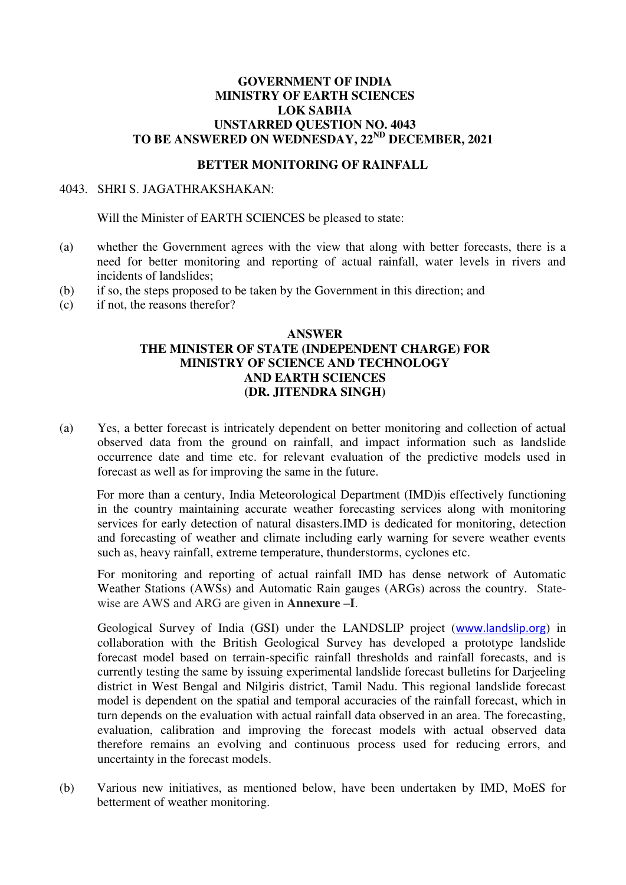**GOVERNMENT OF INDIA**
**MINISTRY OF EARTH SCIENCES**
**LOK SABHA**
**UNSTARRED QUESTION NO. 4043**
**TO BE ANSWERED ON WEDNESDAY, 22ND DECEMBER, 2021**

**BETTER MONITORING OF RAINFALL**

4043. SHRI S. JAGATHRAKSHAKAN:

Will the Minister of EARTH SCIENCES be pleased to state:

(a) whether the Government agrees with the view that along with better forecasts, there is a need for better monitoring and reporting of actual rainfall, water levels in rivers and incidents of landslides;

(b) if so, the steps proposed to be taken by the Government in this direction; and

(c) if not, the reasons therefor?

**ANSWER**
**THE MINISTER OF STATE (INDEPENDENT CHARGE) FOR MINISTRY OF SCIENCE AND TECHNOLOGY AND EARTH SCIENCES**
**(DR. JITENDRA SINGH)**

(a) Yes, a better forecast is intricately dependent on better monitoring and collection of actual observed data from the ground on rainfall, and impact information such as landslide occurrence date and time etc. for relevant evaluation of the predictive models used in forecast as well as for improving the same in the future.

For more than a century, India Meteorological Department (IMD)is effectively functioning in the country maintaining accurate weather forecasting services along with monitoring services for early detection of natural disasters.IMD is dedicated for monitoring, detection and forecasting of weather and climate including early warning for severe weather events such as, heavy rainfall, extreme temperature, thunderstorms, cyclones etc.

For monitoring and reporting of actual rainfall IMD has dense network of Automatic Weather Stations (AWSs) and Automatic Rain gauges (ARGs) across the country. State-wise are AWS and ARG are given in **Annexure –I**.

Geological Survey of India (GSI) under the LANDSLIP project (www.landslip.org) in collaboration with the British Geological Survey has developed a prototype landslide forecast model based on terrain-specific rainfall thresholds and rainfall forecasts, and is currently testing the same by issuing experimental landslide forecast bulletins for Darjeeling district in West Bengal and Nilgiris district, Tamil Nadu. This regional landslide forecast model is dependent on the spatial and temporal accuracies of the rainfall forecast, which in turn depends on the evaluation with actual rainfall data observed in an area. The forecasting, evaluation, calibration and improving the forecast models with actual observed data therefore remains an evolving and continuous process used for reducing errors, and uncertainty in the forecast models.

(b) Various new initiatives, as mentioned below, have been undertaken by IMD, MoES for betterment of weather monitoring.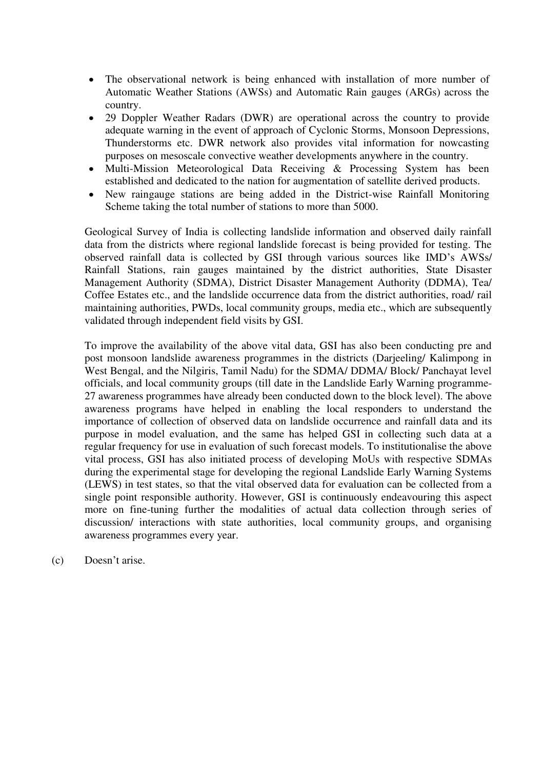- The observational network is being enhanced with installation of more number of Automatic Weather Stations (AWSs) and Automatic Rain gauges (ARGs) across the country.
- 29 Doppler Weather Radars (DWR) are operational across the country to provide adequate warning in the event of approach of Cyclonic Storms, Monsoon Depressions, Thunderstorms etc. DWR network also provides vital information for nowcasting purposes on mesoscale convective weather developments anywhere in the country.
- Multi-Mission Meteorological Data Receiving & Processing System has been established and dedicated to the nation for augmentation of satellite derived products.
- New raingauge stations are being added in the District-wise Rainfall Monitoring Scheme taking the total number of stations to more than 5000.

Geological Survey of India is collecting landslide information and observed daily rainfall data from the districts where regional landslide forecast is being provided for testing. The observed rainfall data is collected by GSI through various sources like IMD's AWSs/ Rainfall Stations, rain gauges maintained by the district authorities, State Disaster Management Authority (SDMA), District Disaster Management Authority (DDMA), Tea/ Coffee Estates etc., and the landslide occurrence data from the district authorities, road/ rail maintaining authorities, PWDs, local community groups, media etc., which are subsequently validated through independent field visits by GSI.

To improve the availability of the above vital data, GSI has also been conducting pre and post monsoon landslide awareness programmes in the districts (Darjeeling/ Kalimpong in West Bengal, and the Nilgiris, Tamil Nadu) for the SDMA/ DDMA/ Block/ Panchayat level officials, and local community groups (till date in the Landslide Early Warning programme- 27 awareness programmes have already been conducted down to the block level). The above awareness programs have helped in enabling the local responders to understand the importance of collection of observed data on landslide occurrence and rainfall data and its purpose in model evaluation, and the same has helped GSI in collecting such data at a regular frequency for use in evaluation of such forecast models. To institutionalise the above vital process, GSI has also initiated process of developing MoUs with respective SDMAs during the experimental stage for developing the regional Landslide Early Warning Systems (LEWS) in test states, so that the vital observed data for evaluation can be collected from a single point responsible authority. However, GSI is continuously endeavouring this aspect more on fine-tuning further the modalities of actual data collection through series of discussion/ interactions with state authorities, local community groups, and organising awareness programmes every year.

(c) Doesn't arise.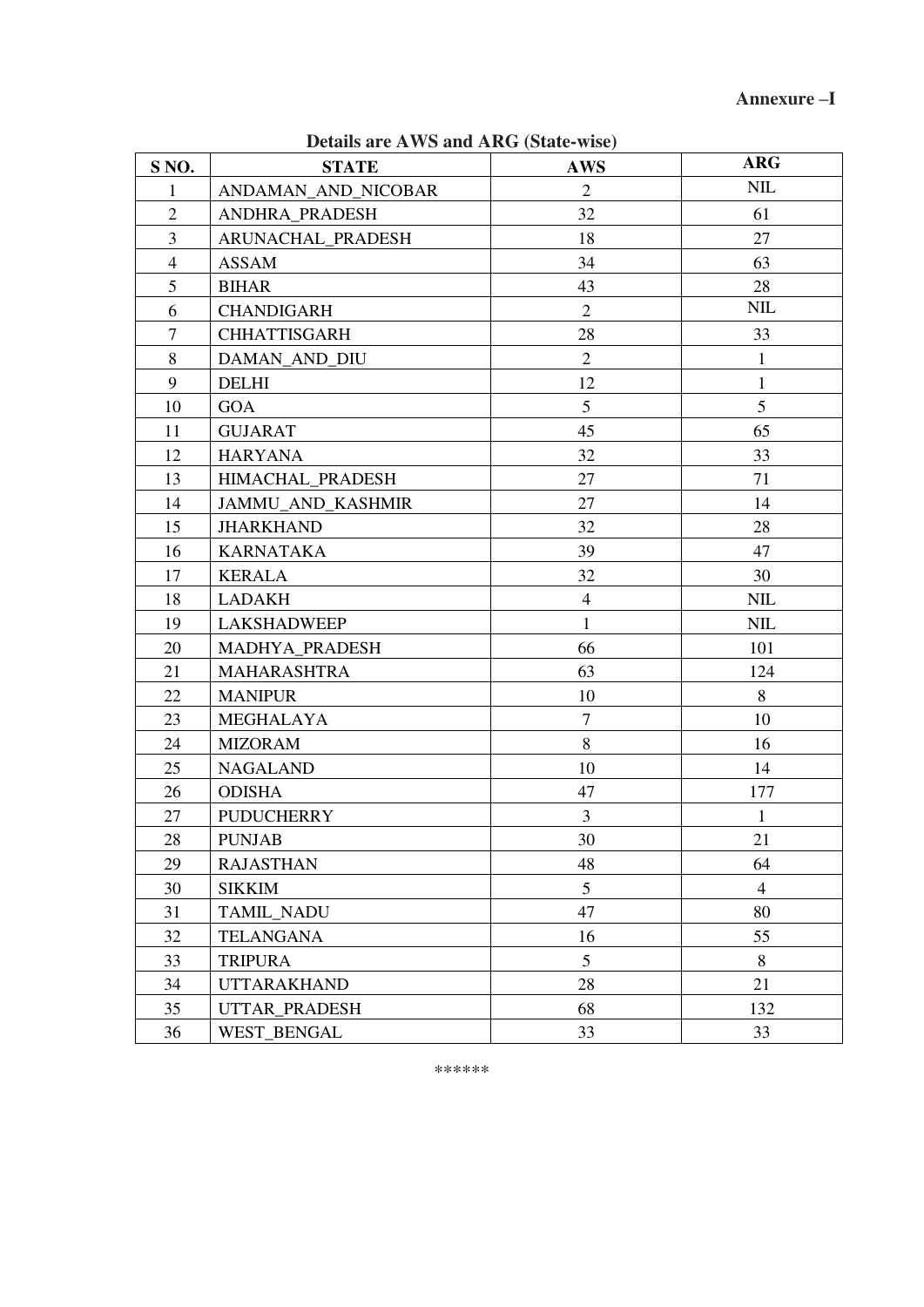**Annexure –I**

**Details are AWS and ARG (State-wise)**

| S NO. | STATE | AWS | ARG |
|---|---|---|---|
| 1 | ANDAMAN_AND_NICOBAR | 2 | NIL |
| 2 | ANDHRA_PRADESH | 32 | 61 |
| 3 | ARUNACHAL_PRADESH | 18 | 27 |
| 4 | ASSAM | 34 | 63 |
| 5 | BIHAR | 43 | 28 |
| 6 | CHANDIGARH | 2 | NIL |
| 7 | CHHATTISGARH | 28 | 33 |
| 8 | DAMAN_AND_DIU | 2 | 1 |
| 9 | DELHI | 12 | 1 |
| 10 | GOA | 5 | 5 |
| 11 | GUJARAT | 45 | 65 |
| 12 | HARYANA | 32 | 33 |
| 13 | HIMACHAL_PRADESH | 27 | 71 |
| 14 | JAMMU_AND_KASHMIR | 27 | 14 |
| 15 | JHARKHAND | 32 | 28 |
| 16 | KARNATAKA | 39 | 47 |
| 17 | KERALA | 32 | 30 |
| 18 | LADAKH | 4 | NIL |
| 19 | LAKSHADWEEP | 1 | NIL |
| 20 | MADHYA_PRADESH | 66 | 101 |
| 21 | MAHARASHTRA | 63 | 124 |
| 22 | MANIPUR | 10 | 8 |
| 23 | MEGHALAYA | 7 | 10 |
| 24 | MIZORAM | 8 | 16 |
| 25 | NAGALAND | 10 | 14 |
| 26 | ODISHA | 47 | 177 |
| 27 | PUDUCHERRY | 3 | 1 |
| 28 | PUNJAB | 30 | 21 |
| 29 | RAJASTHAN | 48 | 64 |
| 30 | SIKKIM | 5 | 4 |
| 31 | TAMIL_NADU | 47 | 80 |
| 32 | TELANGANA | 16 | 55 |
| 33 | TRIPURA | 5 | 8 |
| 34 | UTTARAKHAND | 28 | 21 |
| 35 | UTTAR_PRADESH | 68 | 132 |
| 36 | WEST_BENGAL | 33 | 33 |

******